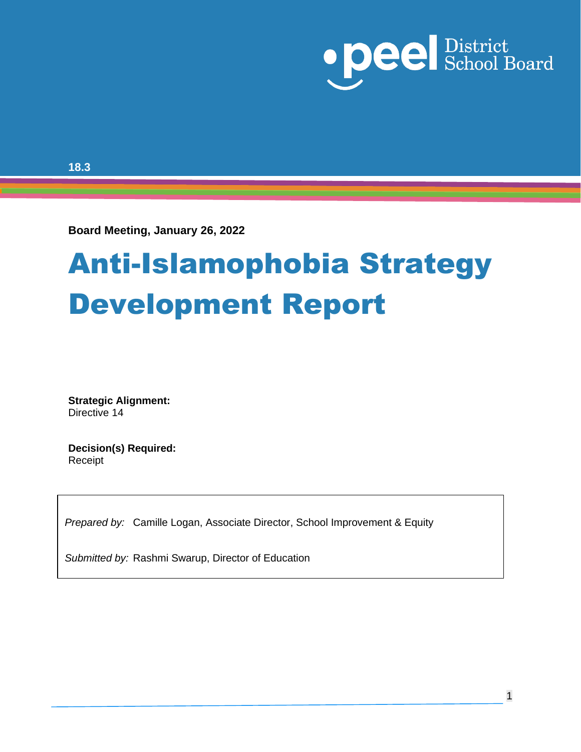18.3

**Board Meeting, January 26, 2022**

# Anti-Islamophobia Strategy Development Report

**Strategic Alignment:**
Directive 14

**Decision(s) Required:**
Receipt

*Prepared by:* Camille Logan, Associate Director, School Improvement & Equity

*Submitted by:* Rashmi Swarup, Director of Education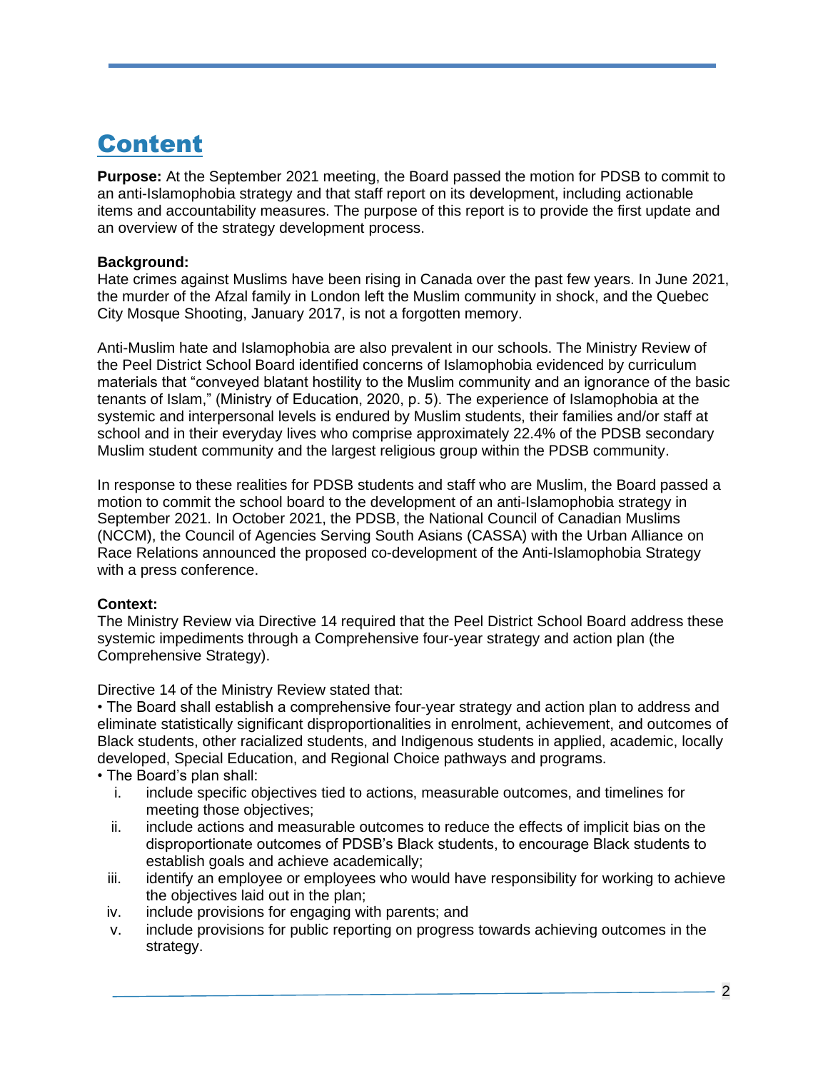# Content

**Purpose:** At the September 2021 meeting, the Board passed the motion for PDSB to commit to an anti-Islamophobia strategy and that staff report on its development, including actionable items and accountability measures. The purpose of this report is to provide the first update and an overview of the strategy development process.

**Background:**
Hate crimes against Muslims have been rising in Canada over the past few years. In June 2021, the murder of the Afzal family in London left the Muslim community in shock, and the Quebec City Mosque Shooting, January 2017, is not a forgotten memory.

Anti-Muslim hate and Islamophobia are also prevalent in our schools. The Ministry Review of the Peel District School Board identified concerns of Islamophobia evidenced by curriculum materials that "conveyed blatant hostility to the Muslim community and an ignorance of the basic tenants of Islam," (Ministry of Education, 2020, p. 5). The experience of Islamophobia at the systemic and interpersonal levels is endured by Muslim students, their families and/or staff at school and in their everyday lives who comprise approximately 22.4% of the PDSB secondary Muslim student community and the largest religious group within the PDSB community.

In response to these realities for PDSB students and staff who are Muslim, the Board passed a motion to commit the school board to the development of an anti-Islamophobia strategy in September 2021. In October 2021, the PDSB, the National Council of Canadian Muslims (NCCM), the Council of Agencies Serving South Asians (CASSA) with the Urban Alliance on Race Relations announced the proposed co-development of the Anti-Islamophobia Strategy with a press conference.

**Context:**
The Ministry Review via Directive 14 required that the Peel District School Board address these systemic impediments through a Comprehensive four-year strategy and action plan (the Comprehensive Strategy).

Directive 14 of the Ministry Review stated that:

- The Board shall establish a comprehensive four-year strategy and action plan to address and eliminate statistically significant disproportionalities in enrolment, achievement, and outcomes of Black students, other racialized students, and Indigenous students in applied, academic, locally developed, Special Education, and Regional Choice pathways and programs.
- The Board's plan shall:
  - i. include specific objectives tied to actions, measurable outcomes, and timelines for meeting those objectives;
  - ii. include actions and measurable outcomes to reduce the effects of implicit bias on the disproportionate outcomes of PDSB's Black students, to encourage Black students to establish goals and achieve academically;
  - iii. identify an employee or employees who would have responsibility for working to achieve the objectives laid out in the plan;
  - iv. include provisions for engaging with parents; and
  - v. include provisions for public reporting on progress towards achieving outcomes in the strategy.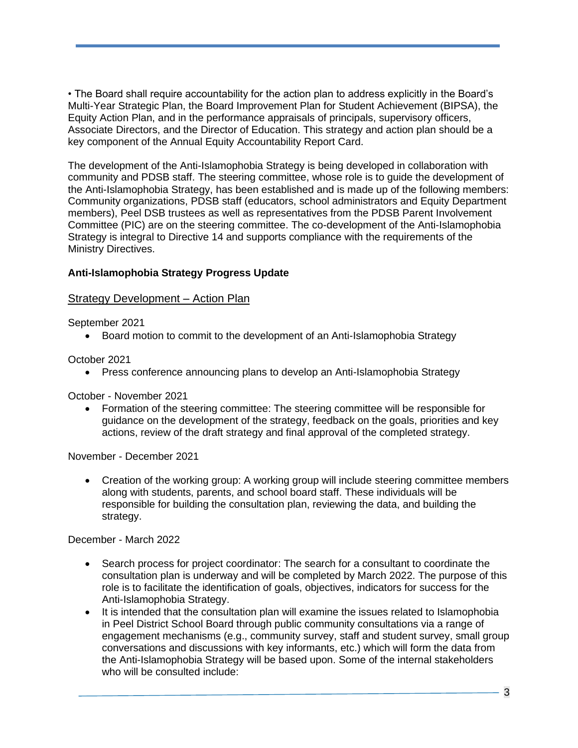• The Board shall require accountability for the action plan to address explicitly in the Board's Multi-Year Strategic Plan, the Board Improvement Plan for Student Achievement (BIPSA), the Equity Action Plan, and in the performance appraisals of principals, supervisory officers, Associate Directors, and the Director of Education. This strategy and action plan should be a key component of the Annual Equity Accountability Report Card.

The development of the Anti-Islamophobia Strategy is being developed in collaboration with community and PDSB staff. The steering committee, whose role is to guide the development of the Anti-Islamophobia Strategy, has been established and is made up of the following members: Community organizations, PDSB staff (educators, school administrators and Equity Department members), Peel DSB trustees as well as representatives from the PDSB Parent Involvement Committee (PIC) are on the steering committee. The co-development of the Anti-Islamophobia Strategy is integral to Directive 14 and supports compliance with the requirements of the Ministry Directives.

**Anti-Islamophobia Strategy Progress Update**

<u>Strategy Development – Action Plan</u>

September 2021

- Board motion to commit to the development of an Anti-Islamophobia Strategy

October 2021

- Press conference announcing plans to develop an Anti-Islamophobia Strategy

October - November 2021

- Formation of the steering committee: The steering committee will be responsible for guidance on the development of the strategy, feedback on the goals, priorities and key actions, review of the draft strategy and final approval of the completed strategy.

November - December 2021

- Creation of the working group: A working group will include steering committee members along with students, parents, and school board staff. These individuals will be responsible for building the consultation plan, reviewing the data, and building the strategy.

December - March 2022

- Search process for project coordinator: The search for a consultant to coordinate the consultation plan is underway and will be completed by March 2022. The purpose of this role is to facilitate the identification of goals, objectives, indicators for success for the Anti-Islamophobia Strategy.
- It is intended that the consultation plan will examine the issues related to Islamophobia in Peel District School Board through public community consultations via a range of engagement mechanisms (e.g., community survey, staff and student survey, small group conversations and discussions with key informants, etc.) which will form the data from the Anti-Islamophobia Strategy will be based upon. Some of the internal stakeholders who will be consulted include: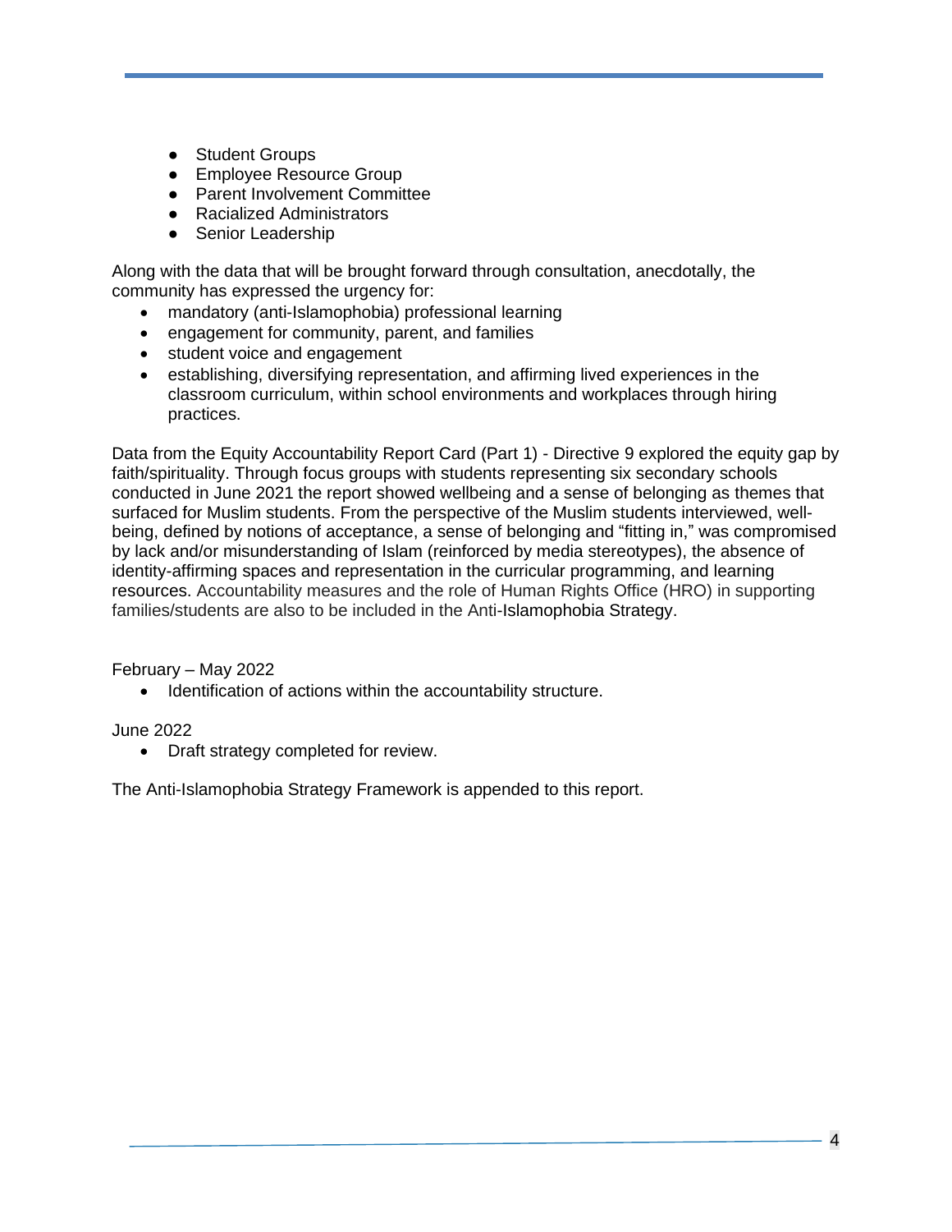- Student Groups
- Employee Resource Group
- Parent Involvement Committee
- Racialized Administrators
- Senior Leadership

Along with the data that will be brought forward through consultation, anecdotally, the community has expressed the urgency for:

- mandatory (anti-Islamophobia) professional learning
- engagement for community, parent, and families
- student voice and engagement
- establishing, diversifying representation, and affirming lived experiences in the classroom curriculum, within school environments and workplaces through hiring practices.

Data from the Equity Accountability Report Card (Part 1) - Directive 9 explored the equity gap by faith/spirituality. Through focus groups with students representing six secondary schools conducted in June 2021 the report showed wellbeing and a sense of belonging as themes that surfaced for Muslim students. From the perspective of the Muslim students interviewed, well-being, defined by notions of acceptance, a sense of belonging and "fitting in," was compromised by lack and/or misunderstanding of Islam (reinforced by media stereotypes), the absence of identity-affirming spaces and representation in the curricular programming, and learning resources. Accountability measures and the role of Human Rights Office (HRO) in supporting families/students are also to be included in the Anti-Islamophobia Strategy.

February – May 2022

- Identification of actions within the accountability structure.

June 2022

- Draft strategy completed for review.

The Anti-Islamophobia Strategy Framework is appended to this report.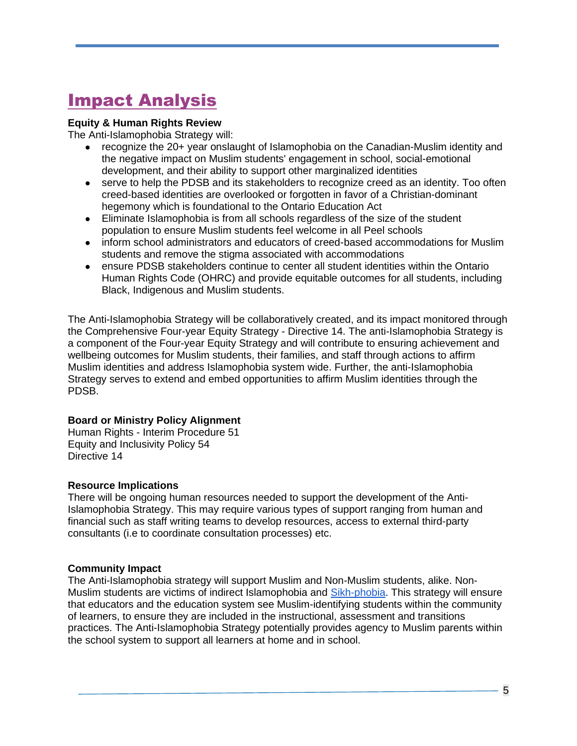# Impact Analysis

**Equity & Human Rights Review**

The Anti-Islamophobia Strategy will:

- recognize the 20+ year onslaught of Islamophobia on the Canadian-Muslim identity and the negative impact on Muslim students' engagement in school, social-emotional development, and their ability to support other marginalized identities
- serve to help the PDSB and its stakeholders to recognize creed as an identity. Too often creed-based identities are overlooked or forgotten in favor of a Christian-dominant hegemony which is foundational to the Ontario Education Act
- Eliminate Islamophobia is from all schools regardless of the size of the student population to ensure Muslim students feel welcome in all Peel schools
- inform school administrators and educators of creed-based accommodations for Muslim students and remove the stigma associated with accommodations
- ensure PDSB stakeholders continue to center all student identities within the Ontario Human Rights Code (OHRC) and provide equitable outcomes for all students, including Black, Indigenous and Muslim students.

The Anti-Islamophobia Strategy will be collaboratively created, and its impact monitored through the Comprehensive Four-year Equity Strategy - Directive 14. The anti-Islamophobia Strategy is a component of the Four-year Equity Strategy and will contribute to ensuring achievement and wellbeing outcomes for Muslim students, their families, and staff through actions to affirm Muslim identities and address Islamophobia system wide. Further, the anti-Islamophobia Strategy serves to extend and embed opportunities to affirm Muslim identities through the PDSB.

**Board or Ministry Policy Alignment**

Human Rights - Interim Procedure 51
Equity and Inclusivity Policy 54
Directive 14

**Resource Implications**

There will be ongoing human resources needed to support the development of the Anti-Islamophobia Strategy. This may require various types of support ranging from human and financial such as staff writing teams to develop resources, access to external third-party consultants (i.e to coordinate consultation processes) etc.

**Community Impact**

The Anti-Islamophobia strategy will support Muslim and Non-Muslim students, alike. Non-Muslim students are victims of indirect Islamophobia and Sikh-phobia. This strategy will ensure that educators and the education system see Muslim-identifying students within the community of learners, to ensure they are included in the instructional, assessment and transitions practices. The Anti-Islamophobia Strategy potentially provides agency to Muslim parents within the school system to support all learners at home and in school.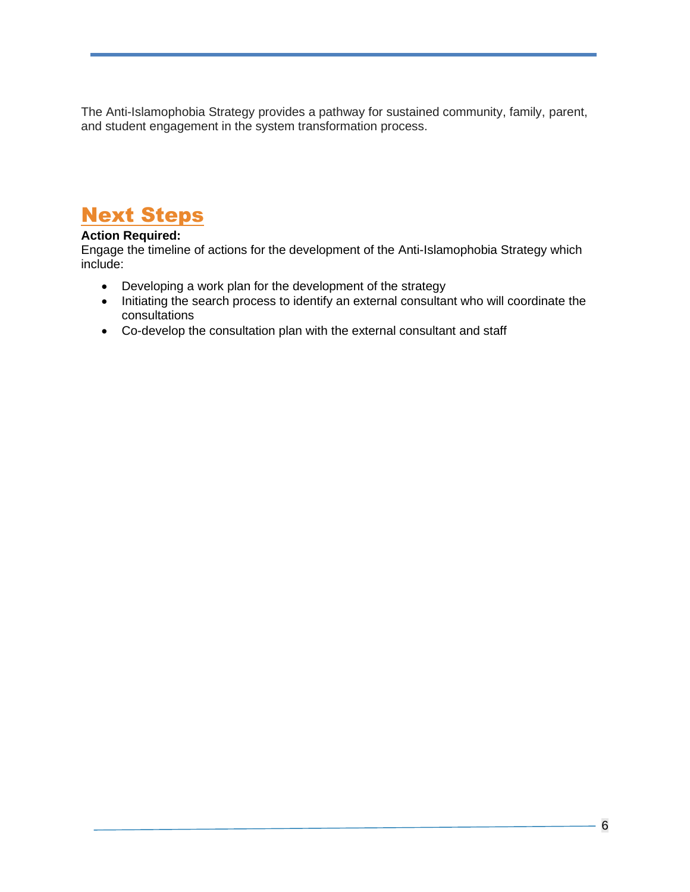The Anti-Islamophobia Strategy provides a pathway for sustained community, family, parent, and student engagement in the system transformation process.

## Next Steps

**Action Required:**
Engage the timeline of actions for the development of the Anti-Islamophobia Strategy which include:

- Developing a work plan for the development of the strategy
- Initiating the search process to identify an external consultant who will coordinate the consultations
- Co-develop the consultation plan with the external consultant and staff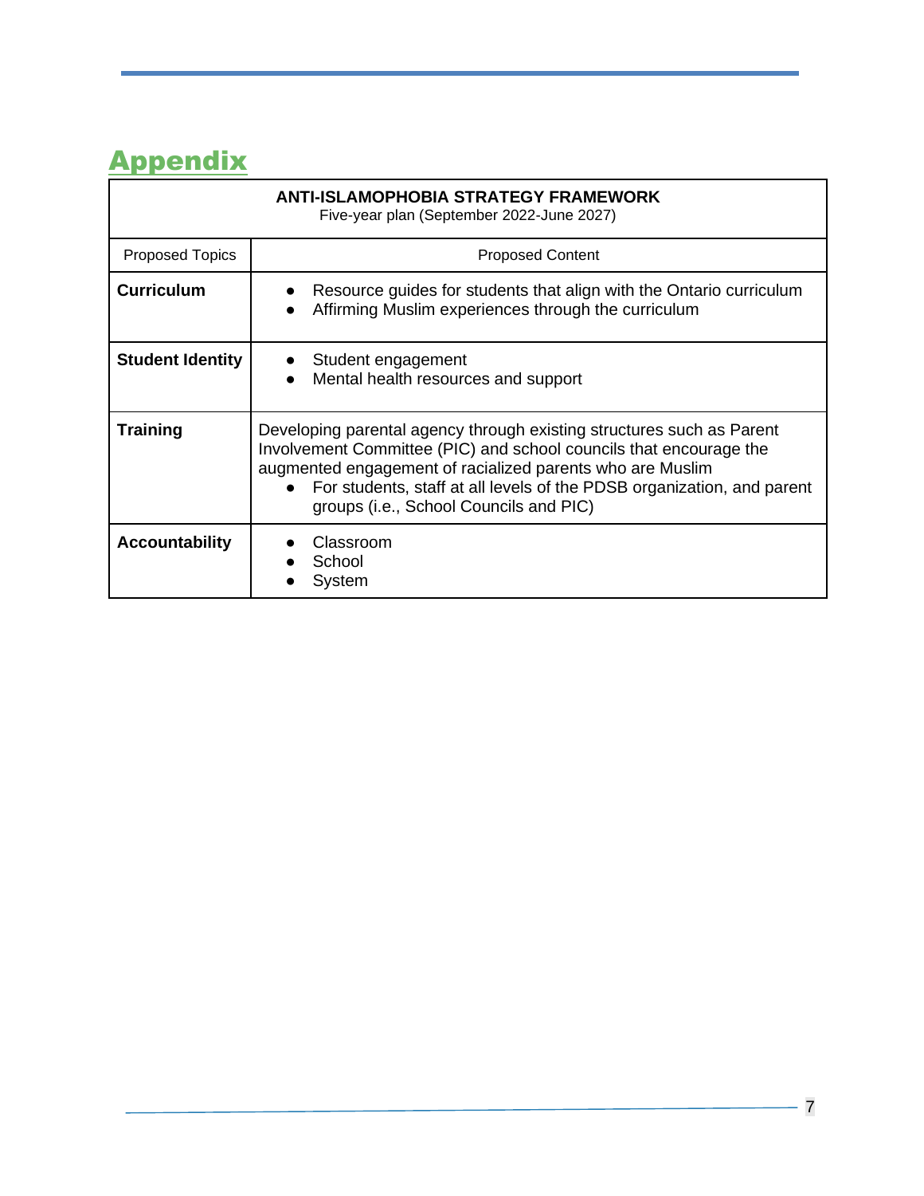# Appendix

| ANTI-ISLAMOPHOBIA STRATEGY FRAMEWORK<br>Five-year plan (September 2022-June 2027) | |
|---|---|
| Proposed Topics | Proposed Content |
| **Curriculum** | • Resource guides for students that align with the Ontario curriculum<br>• Affirming Muslim experiences through the curriculum |
| **Student Identity** | • Student engagement<br>• Mental health resources and support |
| **Training** | Developing parental agency through existing structures such as Parent Involvement Committee (PIC) and school councils that encourage the augmented engagement of racialized parents who are Muslim<br>• For students, staff at all levels of the PDSB organization, and parent groups (i.e., School Councils and PIC) |
| **Accountability** | • Classroom<br>• School<br>• System |